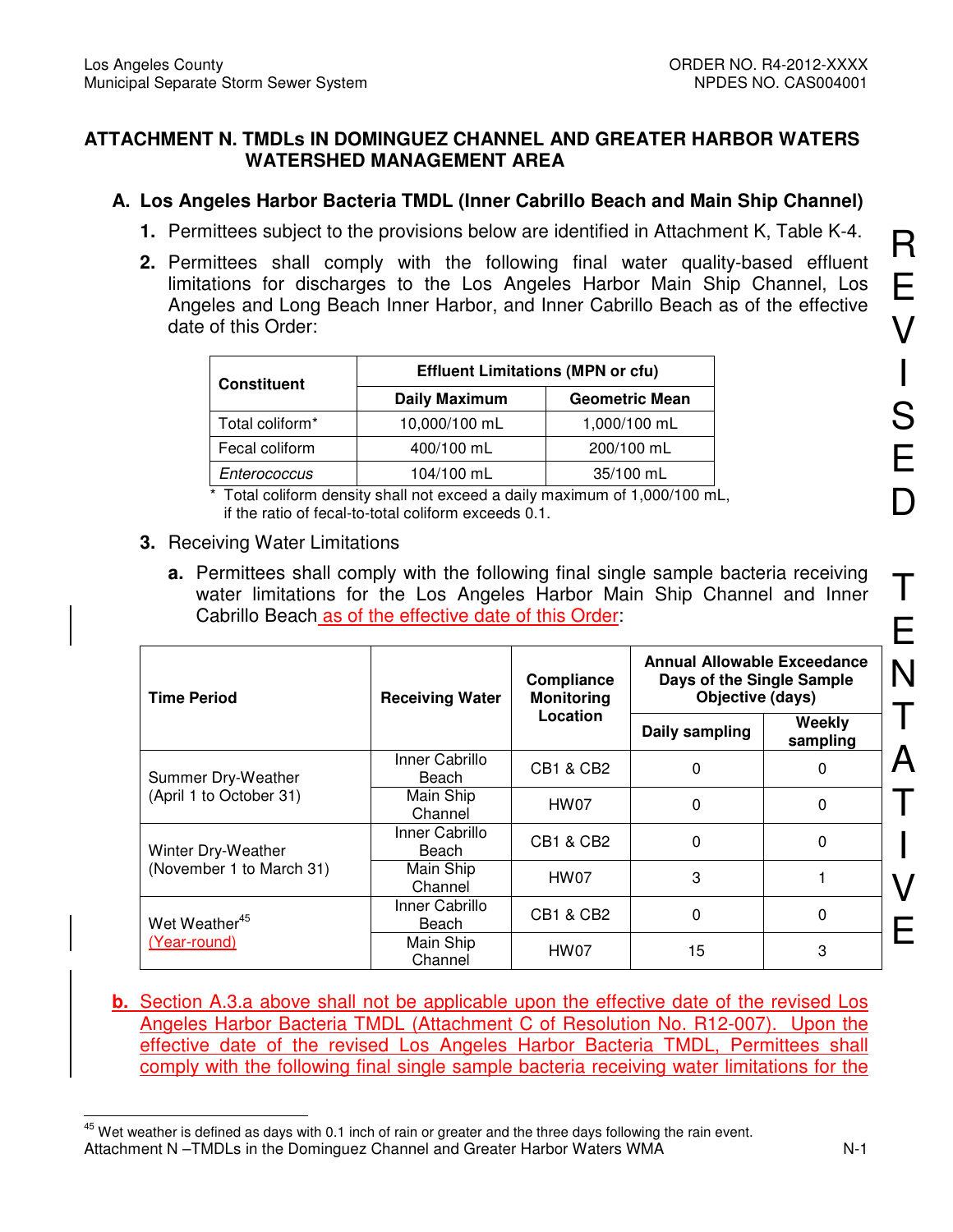# ATTACHMENT N. TMDLs IN DOMINGUEZ CHANNEL AND GREATER HARBOR WATERS WATERSHED MANAGEMENT AREA

## A. Los Angeles Harbor Bacteria TMDL (Inner Cabrillo Beach and Main Ship Channel)

1. Permittees subject to the provisions below are identified in Attachment K, Table K-4.

2. Permittees shall comply with the following final water quality-based effluent limitations for discharges to the Los Angeles Harbor Main Ship Channel, Los Angeles and Long Beach Inner Harbor, and Inner Cabrillo Beach as of the effective date of this Order:

| Constituent | Effluent Limitations (MPN or cfu) | |
|---|---|---|
| | Daily Maximum | Geometric Mean |
| Total coliform* | 10,000/100 mL | 1,000/100 mL |
| Fecal coliform | 400/100 mL | 200/100 mL |
| *Enterococcus* | 104/100 mL | 35/100 mL |

\* Total coliform density shall not exceed a daily maximum of 1,000/100 mL, if the ratio of fecal-to-total coliform exceeds 0.1.

3. Receiving Water Limitations

   a. Permittees shall comply with the following final single sample bacteria receiving water limitations for the Los Angeles Harbor Main Ship Channel and Inner Cabrillo Beach as of the effective date of this Order:

| Time Period | Receiving Water | Compliance Monitoring Location | Annual Allowable Exceedance Days of the Single Sample Objective (days) | |
|---|---|---|---|---|
| | | | Daily sampling | Weekly sampling |
| Summer Dry-Weather (April 1 to October 31) | Inner Cabrillo Beach | CB1 & CB2 | 0 | 0 |
| | Main Ship Channel | HW07 | 0 | 0 |
| Winter Dry-Weather (November 1 to March 31) | Inner Cabrillo Beach | CB1 & CB2 | 0 | 0 |
| | Main Ship Channel | HW07 | 3 | 1 |
| Wet Weather[45] (Year-round) | Inner Cabrillo Beach | CB1 & CB2 | 0 | 0 |
| | Main Ship Channel | HW07 | 15 | 3 |

   **b.** Section A.3.a above shall not be applicable upon the effective date of the revised Los Angeles Harbor Bacteria TMDL (Attachment C of Resolution No. R12-007). Upon the effective date of the revised Los Angeles Harbor Bacteria TMDL, Permittees shall comply with the following final single sample bacteria receiving water limitations for the

[45] Wet weather is defined as days with 0.1 inch of rain or greater and the three days following the rain event.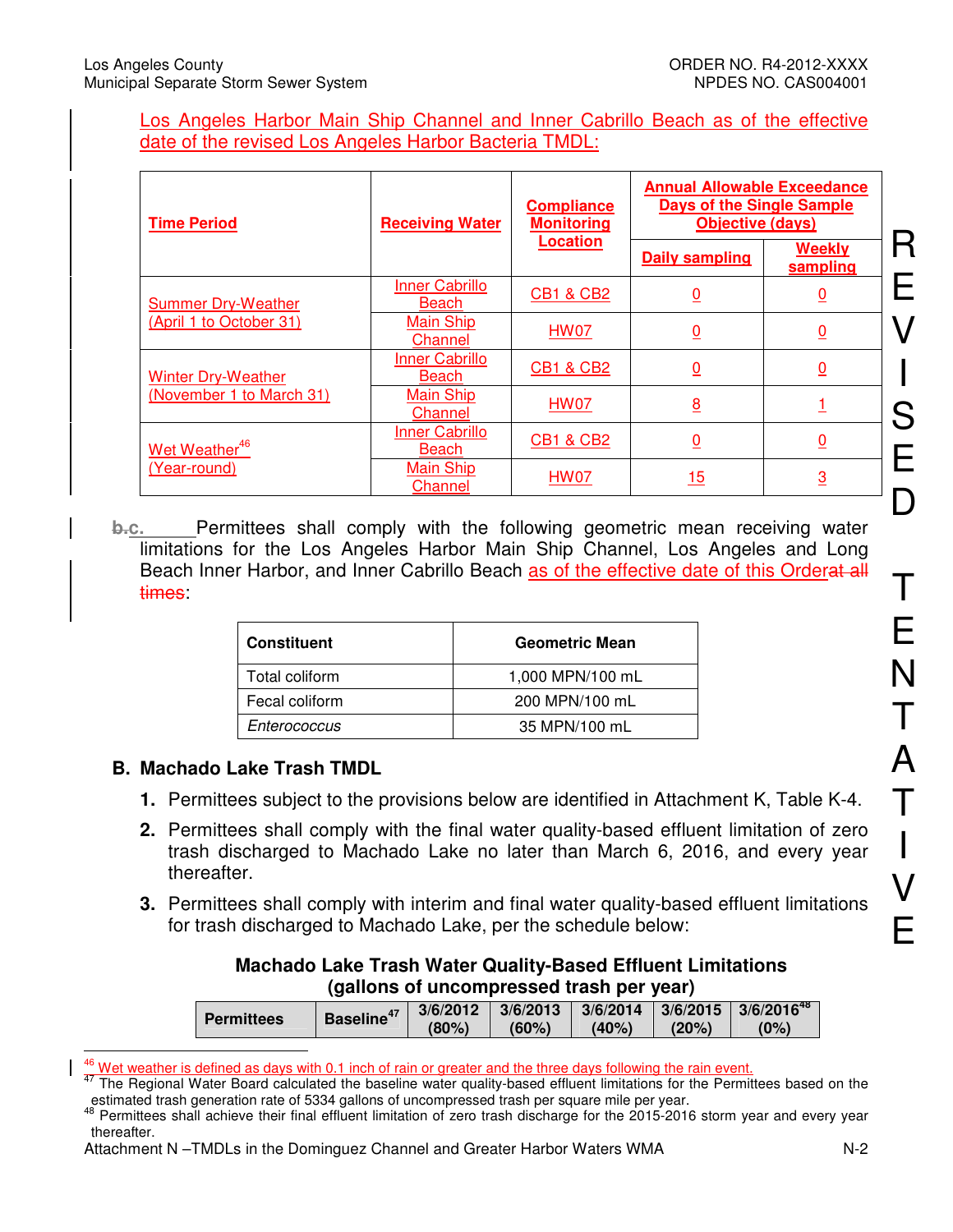Los Angeles Harbor Main Ship Channel and Inner Cabrillo Beach as of the effective date of the revised Los Angeles Harbor Bacteria TMDL:

| Time Period | Receiving Water | Compliance Monitoring Location | Annual Allowable Exceedance Days of the Single Sample Objective (days) | |
|---|---|---|---|---|
| | | | Daily sampling | Weekly sampling |
| Summer Dry-Weather (April 1 to October 31) | Inner Cabrillo Beach | CB1 & CB2 | 0 | 0 |
| | Main Ship Channel | HW07 | 0 | 0 |
| Winter Dry-Weather (November 1 to March 31) | Inner Cabrillo Beach | CB1 & CB2 | 0 | 0 |
| | Main Ship Channel | HW07 | 8 | 1 |
| Wet Weather[46] (Year-round) | Inner Cabrillo Beach | CB1 & CB2 | 0 | 0 |
| | Main Ship Channel | HW07 | 15 | 3 |

~~b.~~c. Permittees shall comply with the following geometric mean receiving water limitations for the Los Angeles Harbor Main Ship Channel, Los Angeles and Long Beach Inner Harbor, and Inner Cabrillo Beach as of the effective date of this Order~~at all times~~:

| Constituent | Geometric Mean |
|---|---|
| Total coliform | 1,000 MPN/100 mL |
| Fecal coliform | 200 MPN/100 mL |
| *Enterococcus* | 35 MPN/100 mL |

## B. Machado Lake Trash TMDL

1. Permittees subject to the provisions below are identified in Attachment K, Table K-4.
2. Permittees shall comply with the final water quality-based effluent limitation of zero trash discharged to Machado Lake no later than March 6, 2016, and every year thereafter.
3. Permittees shall comply with interim and final water quality-based effluent limitations for trash discharged to Machado Lake, per the schedule below:

**Machado Lake Trash Water Quality-Based Effluent Limitations (gallons of uncompressed trash per year)**

| Permittees | Baseline[47] | 3/6/2012 (80%) | 3/6/2013 (60%) | 3/6/2014 (40%) | 3/6/2015 (20%) | 3/6/2016[48] (0%) |
|---|---|---|---|---|---|---|

[46] Wet weather is defined as days with 0.1 inch of rain or greater and the three days following the rain event.

[47] The Regional Water Board calculated the baseline water quality-based effluent limitations for the Permittees based on the estimated trash generation rate of 5334 gallons of uncompressed trash per square mile per year.

[48] Permittees shall achieve their final effluent limitation of zero trash discharge for the 2015-2016 storm year and every year thereafter.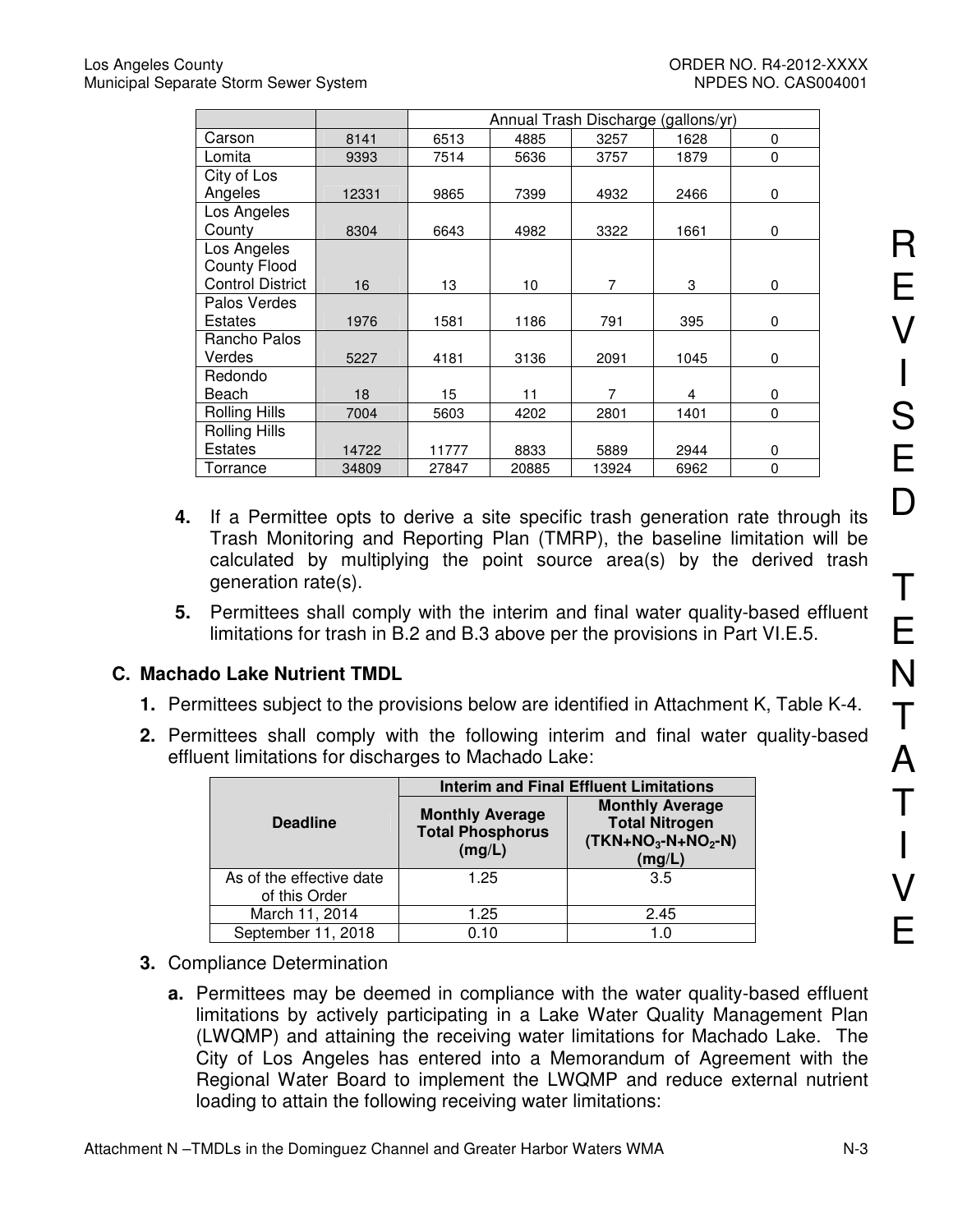| | | Annual Trash Discharge (gallons/yr) | | | | |
|---|---|---|---|---|---|---|
| Carson | 8141 | 6513 | 4885 | 3257 | 1628 | 0 |
| Lomita | 9393 | 7514 | 5636 | 3757 | 1879 | 0 |
| City of Los Angeles | 12331 | 9865 | 7399 | 4932 | 2466 | 0 |
| Los Angeles County | 8304 | 6643 | 4982 | 3322 | 1661 | 0 |
| Los Angeles County Flood Control District | 16 | 13 | 10 | 7 | 3 | 0 |
| Palos Verdes Estates | 1976 | 1581 | 1186 | 791 | 395 | 0 |
| Rancho Palos Verdes | 5227 | 4181 | 3136 | 2091 | 1045 | 0 |
| Redondo Beach | 18 | 15 | 11 | 7 | 4 | 0 |
| Rolling Hills | 7004 | 5603 | 4202 | 2801 | 1401 | 0 |
| Rolling Hills Estates | 14722 | 11777 | 8833 | 5889 | 2944 | 0 |
| Torrance | 34809 | 27847 | 20885 | 13924 | 6962 | 0 |

**4.** If a Permittee opts to derive a site specific trash generation rate through its Trash Monitoring and Reporting Plan (TMRP), the baseline limitation will be calculated by multiplying the point source area(s) by the derived trash generation rate(s).

**5.** Permittees shall comply with the interim and final water quality-based effluent limitations for trash in B.2 and B.3 above per the provisions in Part VI.E.5.

### C. Machado Lake Nutrient TMDL

**1.** Permittees subject to the provisions below are identified in Attachment K, Table K-4.

**2.** Permittees shall comply with the following interim and final water quality-based effluent limitations for discharges to Machado Lake:

| Deadline | Interim and Final Effluent Limitations | |
|---|---|---|
| | **Monthly Average Total Phosphorus (mg/L)** | **Monthly Average Total Nitrogen ($TKN+NO_3$-$N+NO_2$-$N$) (mg/L)** |
| As of the effective date of this Order | 1.25 | 3.5 |
| March 11, 2014 | 1.25 | 2.45 |
| September 11, 2018 | 0.10 | 1.0 |

**3.** Compliance Determination

**a.** Permittees may be deemed in compliance with the water quality-based effluent limitations by actively participating in a Lake Water Quality Management Plan (LWQMP) and attaining the receiving water limitations for Machado Lake. The City of Los Angeles has entered into a Memorandum of Agreement with the Regional Water Board to implement the LWQMP and reduce external nutrient loading to attain the following receiving water limitations: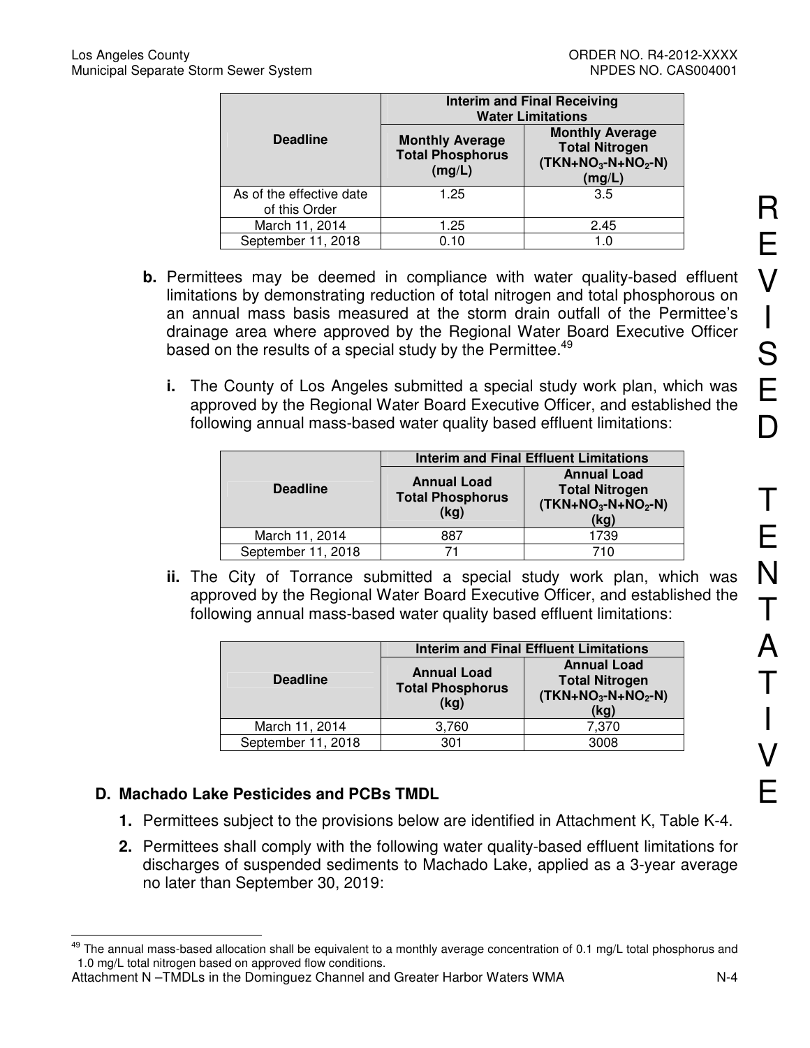| Deadline | Interim and Final Receiving Water Limitations | |
|---|---|---|
| | Monthly Average Total Phosphorus (mg/L) | Monthly Average Total Nitrogen ($TKN+NO_3$-$N+NO_2$-N) (mg/L) |
| As of the effective date of this Order | 1.25 | 3.5 |
| March 11, 2014 | 1.25 | 2.45 |
| September 11, 2018 | 0.10 | 1.0 |

**b.** Permittees may be deemed in compliance with water quality-based effluent limitations by demonstrating reduction of total nitrogen and total phosphorous on an annual mass basis measured at the storm drain outfall of the Permittee's drainage area where approved by the Regional Water Board Executive Officer based on the results of a special study by the Permittee.[49]

**i.** The County of Los Angeles submitted a special study work plan, which was approved by the Regional Water Board Executive Officer, and established the following annual mass-based water quality based effluent limitations:

| Deadline | Interim and Final Effluent Limitations | |
|---|---|---|
| | Annual Load Total Phosphorus (kg) | Annual Load Total Nitrogen ($TKN+NO_3$-$N+NO_2$-N) (kg) |
| March 11, 2014 | 887 | 1739 |
| September 11, 2018 | 71 | 710 |

**ii.** The City of Torrance submitted a special study work plan, which was approved by the Regional Water Board Executive Officer, and established the following annual mass-based water quality based effluent limitations:

| Deadline | Interim and Final Effluent Limitations | |
|---|---|---|
| | Annual Load Total Phosphorus (kg) | Annual Load Total Nitrogen ($TKN+NO_3$-$N+NO_2$-N) (kg) |
| March 11, 2014 | 3,760 | 7,370 |
| September 11, 2018 | 301 | 3008 |

## D. Machado Lake Pesticides and PCBs TMDL

**1.** Permittees subject to the provisions below are identified in Attachment K, Table K-4.

**2.** Permittees shall comply with the following water quality-based effluent limitations for discharges of suspended sediments to Machado Lake, applied as a 3-year average no later than September 30, 2019:

[49] The annual mass-based allocation shall be equivalent to a monthly average concentration of 0.1 mg/L total phosphorus and 1.0 mg/L total nitrogen based on approved flow conditions.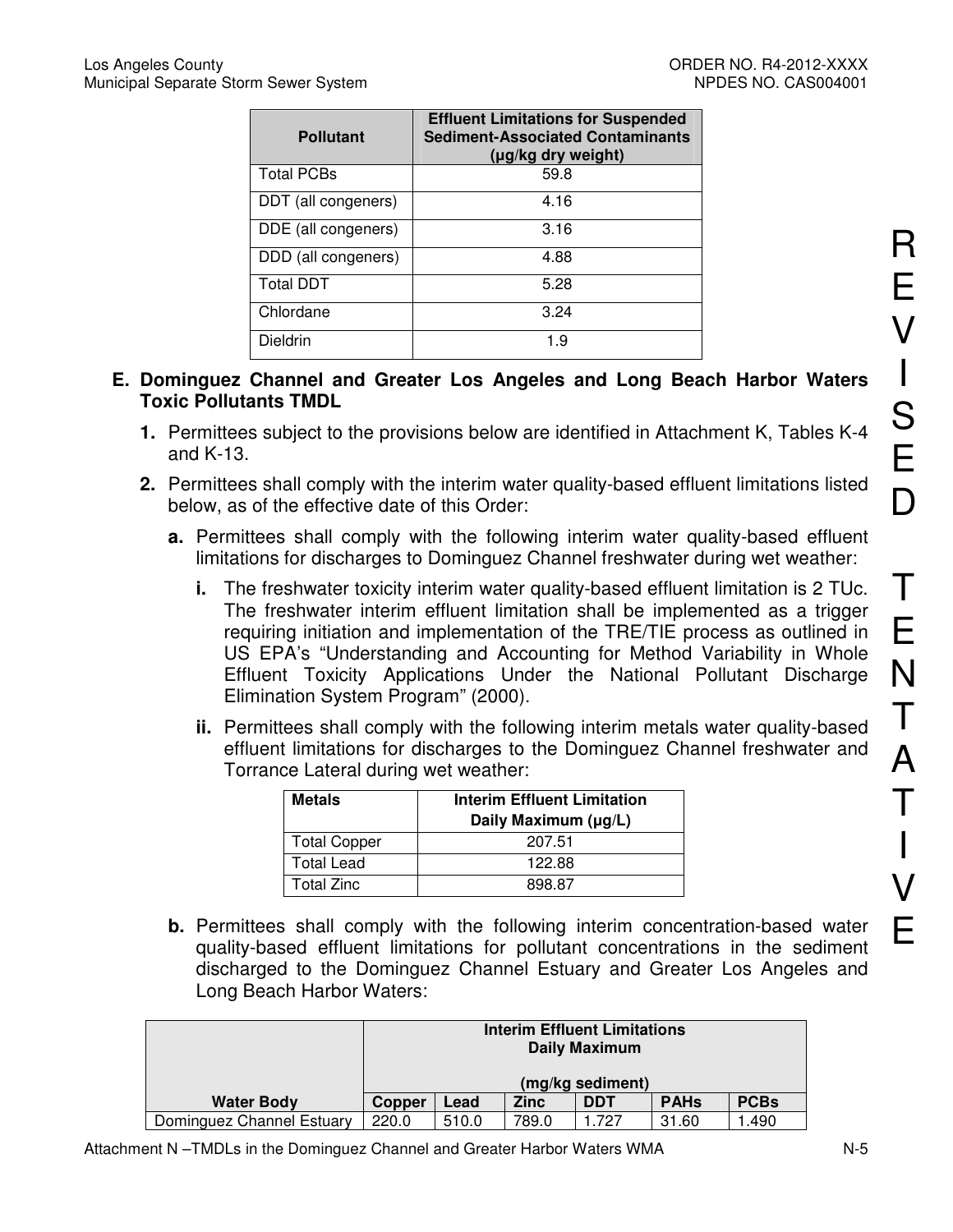| Pollutant | Effluent Limitations for Suspended Sediment-Associated Contaminants (μg/kg dry weight) |
|---|---|
| Total PCBs | 59.8 |
| DDT (all congeners) | 4.16 |
| DDE (all congeners) | 3.16 |
| DDD (all congeners) | 4.88 |
| Total DDT | 5.28 |
| Chlordane | 3.24 |
| Dieldrin | 1.9 |

**E. Dominguez Channel and Greater Los Angeles and Long Beach Harbor Waters Toxic Pollutants TMDL**

1. Permittees subject to the provisions below are identified in Attachment K, Tables K-4 and K-13.

2. Permittees shall comply with the interim water quality-based effluent limitations listed below, as of the effective date of this Order:

   a. Permittees shall comply with the following interim water quality-based effluent limitations for discharges to Dominguez Channel freshwater during wet weather:

      i. The freshwater toxicity interim water quality-based effluent limitation is 2 TUc. The freshwater interim effluent limitation shall be implemented as a trigger requiring initiation and implementation of the TRE/TIE process as outlined in US EPA's "Understanding and Accounting for Method Variability in Whole Effluent Toxicity Applications Under the National Pollutant Discharge Elimination System Program" (2000).

      ii. Permittees shall comply with the following interim metals water quality-based effluent limitations for discharges to the Dominguez Channel freshwater and Torrance Lateral during wet weather:

| Metals | Interim Effluent Limitation Daily Maximum (μg/L) |
|---|---|
| Total Copper | 207.51 |
| Total Lead | 122.88 |
| Total Zinc | 898.87 |

   b. Permittees shall comply with the following interim concentration-based water quality-based effluent limitations for pollutant concentrations in the sediment discharged to the Dominguez Channel Estuary and Greater Los Angeles and Long Beach Harbor Waters:

| | Interim Effluent Limitations Daily Maximum (mg/kg sediment) | | | | | |
|---|---|---|---|---|---|---|
| Water Body | Copper | Lead | Zinc | DDT | PAHs | PCBs |
| Dominguez Channel Estuary | 220.0 | 510.0 | 789.0 | 1.727 | 31.60 | 1.490 |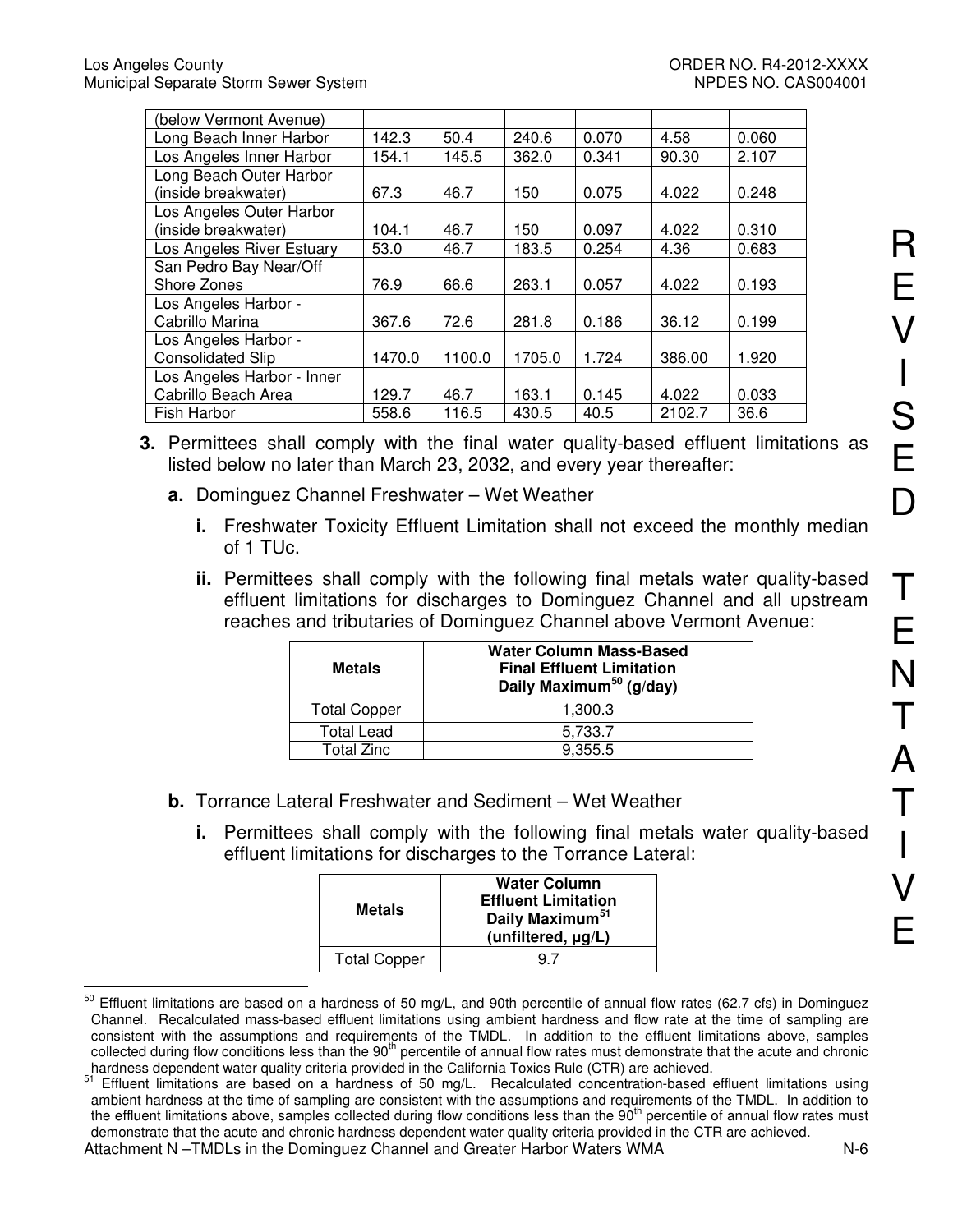| (below Vermont Avenue) | | | | | | |
|---|---|---|---|---|---|---|
| Long Beach Inner Harbor | 142.3 | 50.4 | 240.6 | 0.070 | 4.58 | 0.060 |
| Los Angeles Inner Harbor | 154.1 | 145.5 | 362.0 | 0.341 | 90.30 | 2.107 |
| Long Beach Outer Harbor (inside breakwater) | 67.3 | 46.7 | 150 | 0.075 | 4.022 | 0.248 |
| Los Angeles Outer Harbor (inside breakwater) | 104.1 | 46.7 | 150 | 0.097 | 4.022 | 0.310 |
| Los Angeles River Estuary | 53.0 | 46.7 | 183.5 | 0.254 | 4.36 | 0.683 |
| San Pedro Bay Near/Off Shore Zones | 76.9 | 66.6 | 263.1 | 0.057 | 4.022 | 0.193 |
| Los Angeles Harbor - Cabrillo Marina | 367.6 | 72.6 | 281.8 | 0.186 | 36.12 | 0.199 |
| Los Angeles Harbor - Consolidated Slip | 1470.0 | 1100.0 | 1705.0 | 1.724 | 386.00 | 1.920 |
| Los Angeles Harbor - Inner Cabrillo Beach Area | 129.7 | 46.7 | 163.1 | 0.145 | 4.022 | 0.033 |
| Fish Harbor | 558.6 | 116.5 | 430.5 | 40.5 | 2102.7 | 36.6 |

**3.** Permittees shall comply with the final water quality-based effluent limitations as listed below no later than March 23, 2032, and every year thereafter:

**a.** Dominguez Channel Freshwater – Wet Weather

**i.** Freshwater Toxicity Effluent Limitation shall not exceed the monthly median of 1 TUc.

**ii.** Permittees shall comply with the following final metals water quality-based effluent limitations for discharges to Dominguez Channel and all upstream reaches and tributaries of Dominguez Channel above Vermont Avenue:

| Metals | Water Column Mass-Based Final Effluent Limitation Daily Maximum[50] (g/day) |
|---|---|
| Total Copper | 1,300.3 |
| Total Lead | 5,733.7 |
| Total Zinc | 9,355.5 |

**b.** Torrance Lateral Freshwater and Sediment – Wet Weather

**i.** Permittees shall comply with the following final metals water quality-based effluent limitations for discharges to the Torrance Lateral:

| Metals | Water Column Effluent Limitation Daily Maximum[51] (unfiltered, μg/L) |
|---|---|
| Total Copper | 9.7 |

[50] Effluent limitations are based on a hardness of 50 mg/L, and 90th percentile of annual flow rates (62.7 cfs) in Dominguez Channel. Recalculated mass-based effluent limitations using ambient hardness and flow rate at the time of sampling are consistent with the assumptions and requirements of the TMDL. In addition to the effluent limitations above, samples collected during flow conditions less than the 90th percentile of annual flow rates must demonstrate that the acute and chronic hardness dependent water quality criteria provided in the California Toxics Rule (CTR) are achieved.

[51] Effluent limitations are based on a hardness of 50 mg/L. Recalculated concentration-based effluent limitations using ambient hardness at the time of sampling are consistent with the assumptions and requirements of the TMDL. In addition to the effluent limitations above, samples collected during flow conditions less than the 90th percentile of annual flow rates must demonstrate that the acute and chronic hardness dependent water quality criteria provided in the CTR are achieved.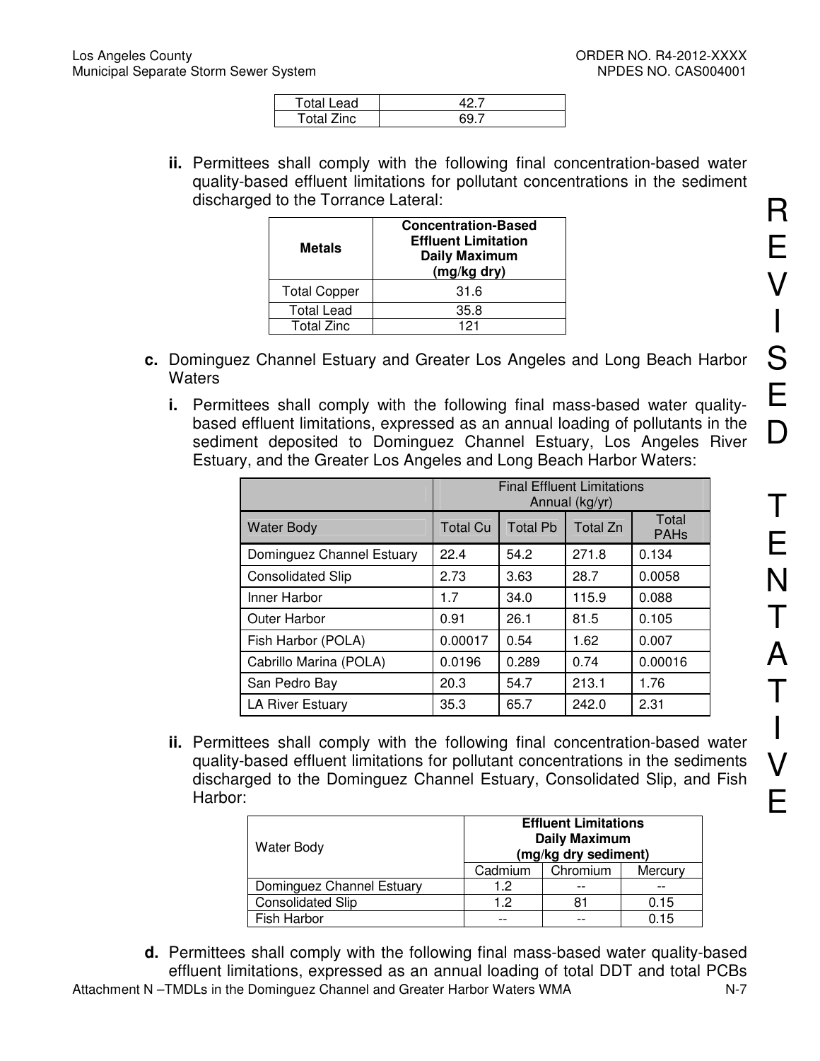| Total Lead | 42.7 |
| --- | --- |
| Total Zinc | 69.7 |

**ii.** Permittees shall comply with the following final concentration-based water quality-based effluent limitations for pollutant concentrations in the sediment discharged to the Torrance Lateral:

| Metals | Concentration-Based Effluent Limitation Daily Maximum (mg/kg dry) |
| --- | --- |
| Total Copper | 31.6 |
| Total Lead | 35.8 |
| Total Zinc | 121 |

**c.** Dominguez Channel Estuary and Greater Los Angeles and Long Beach Harbor Waters

**i.** Permittees shall comply with the following final mass-based water quality-based effluent limitations, expressed as an annual loading of pollutants in the sediment deposited to Dominguez Channel Estuary, Los Angeles River Estuary, and the Greater Los Angeles and Long Beach Harbor Waters:

| | Final Effluent Limitations Annual (kg/yr) | | | |
| --- | --- | --- | --- | --- |
| Water Body | Total Cu | Total Pb | Total Zn | Total PAHs |
| Dominguez Channel Estuary | 22.4 | 54.2 | 271.8 | 0.134 |
| Consolidated Slip | 2.73 | 3.63 | 28.7 | 0.0058 |
| Inner Harbor | 1.7 | 34.0 | 115.9 | 0.088 |
| Outer Harbor | 0.91 | 26.1 | 81.5 | 0.105 |
| Fish Harbor (POLA) | 0.00017 | 0.54 | 1.62 | 0.007 |
| Cabrillo Marina (POLA) | 0.0196 | 0.289 | 0.74 | 0.00016 |
| San Pedro Bay | 20.3 | 54.7 | 213.1 | 1.76 |
| LA River Estuary | 35.3 | 65.7 | 242.0 | 2.31 |

**ii.** Permittees shall comply with the following final concentration-based water quality-based effluent limitations for pollutant concentrations in the sediments discharged to the Dominguez Channel Estuary, Consolidated Slip, and Fish Harbor:

| Water Body | Effluent Limitations Daily Maximum (mg/kg dry sediment) | | |
| --- | --- | --- | --- |
| | Cadmium | Chromium | Mercury |
| Dominguez Channel Estuary | 1.2 | -- | -- |
| Consolidated Slip | 1.2 | 81 | 0.15 |
| Fish Harbor | -- | -- | 0.15 |

**d.** Permittees shall comply with the following final mass-based water quality-based effluent limitations, expressed as an annual loading of total DDT and total PCBs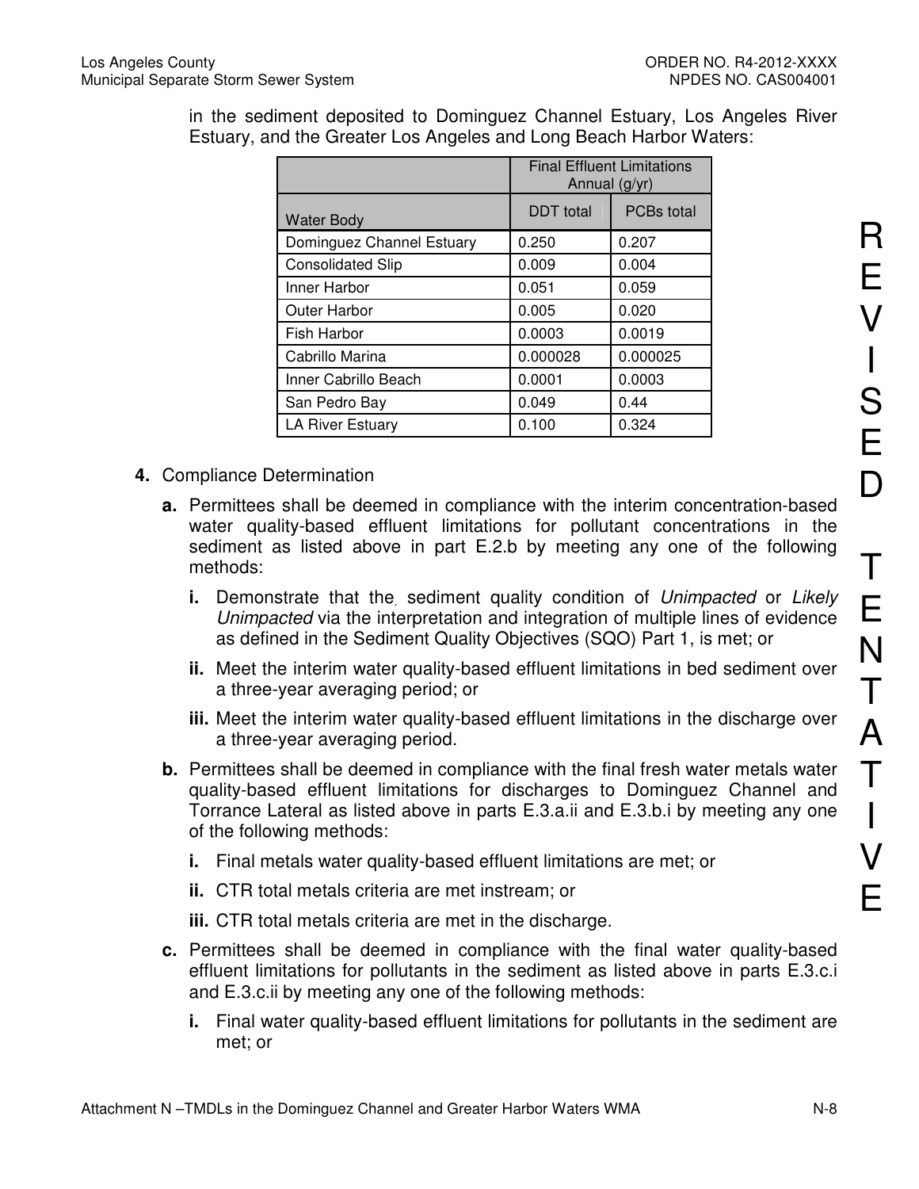in the sediment deposited to Dominguez Channel Estuary, Los Angeles River Estuary, and the Greater Los Angeles and Long Beach Harbor Waters:

| | Final Effluent Limitations Annual (g/yr) | |
|---|---|---|
| Water Body | DDT total | PCBs total |
| Dominguez Channel Estuary | 0.250 | 0.207 |
| Consolidated Slip | 0.009 | 0.004 |
| Inner Harbor | 0.051 | 0.059 |
| Outer Harbor | 0.005 | 0.020 |
| Fish Harbor | 0.0003 | 0.0019 |
| Cabrillo Marina | 0.000028 | 0.000025 |
| Inner Cabrillo Beach | 0.0001 | 0.0003 |
| San Pedro Bay | 0.049 | 0.44 |
| LA River Estuary | 0.100 | 0.324 |

**4.** Compliance Determination

**a.** Permittees shall be deemed in compliance with the interim concentration-based water quality-based effluent limitations for pollutant concentrations in the sediment as listed above in part E.2.b by meeting any one of the following methods:

**i.** Demonstrate that the sediment quality condition of *Unimpacted* or *Likely Unimpacted* via the interpretation and integration of multiple lines of evidence as defined in the Sediment Quality Objectives (SQO) Part 1, is met; or

**ii.** Meet the interim water quality-based effluent limitations in bed sediment over a three-year averaging period; or

**iii.** Meet the interim water quality-based effluent limitations in the discharge over a three-year averaging period.

**b.** Permittees shall be deemed in compliance with the final fresh water metals water quality-based effluent limitations for discharges to Dominguez Channel and Torrance Lateral as listed above in parts E.3.a.ii and E.3.b.i by meeting any one of the following methods:

**i.** Final metals water quality-based effluent limitations are met; or

**ii.** CTR total metals criteria are met instream; or

**iii.** CTR total metals criteria are met in the discharge.

**c.** Permittees shall be deemed in compliance with the final water quality-based effluent limitations for pollutants in the sediment as listed above in parts E.3.c.i and E.3.c.ii by meeting any one of the following methods:

**i.** Final water quality-based effluent limitations for pollutants in the sediment are met; or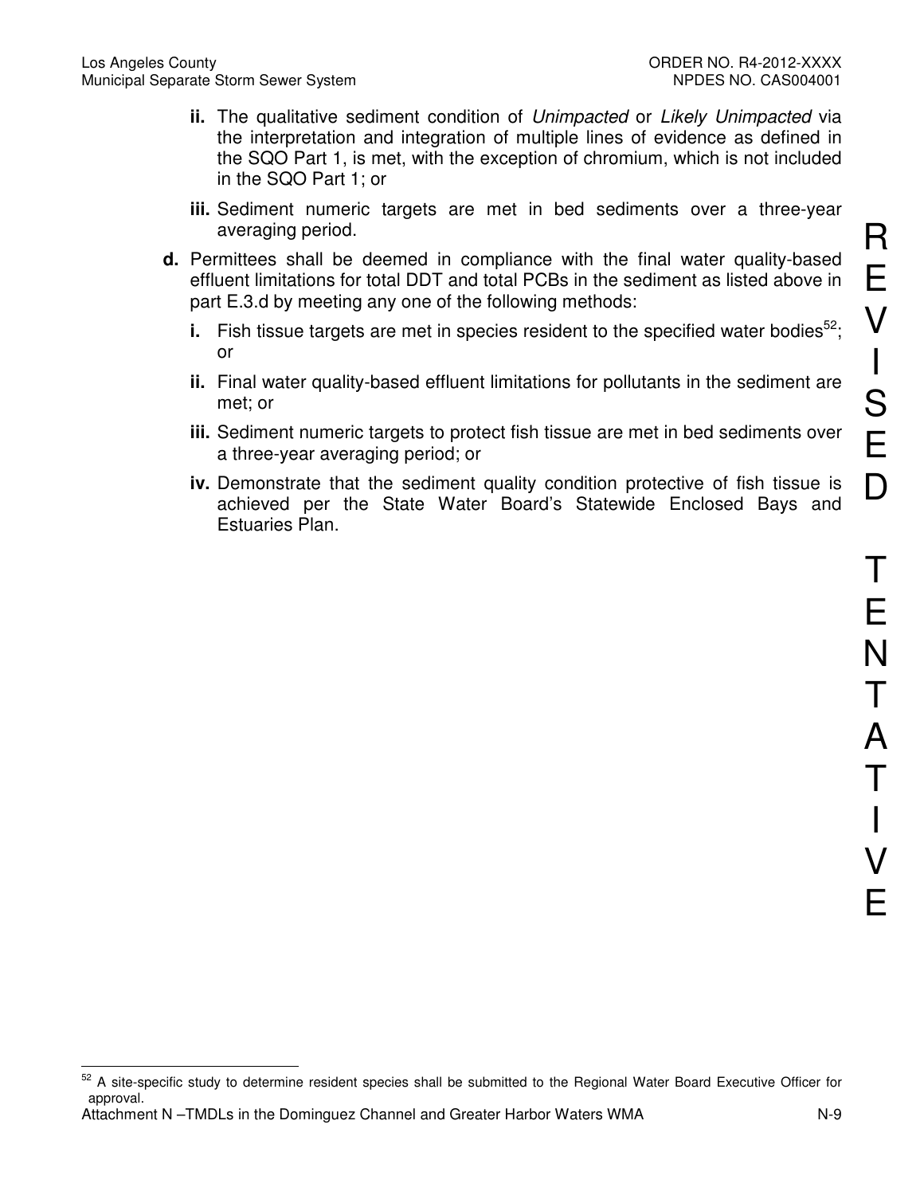ii. The qualitative sediment condition of *Unimpacted* or *Likely Unimpacted* via the interpretation and integration of multiple lines of evidence as defined in the SQO Part 1, is met, with the exception of chromium, which is not included in the SQO Part 1; or

iii. Sediment numeric targets are met in bed sediments over a three-year averaging period.

**d.** Permittees shall be deemed in compliance with the final water quality-based effluent limitations for total DDT and total PCBs in the sediment as listed above in part E.3.d by meeting any one of the following methods:

**i.** Fish tissue targets are met in species resident to the specified water bodies[52]; or

**ii.** Final water quality-based effluent limitations for pollutants in the sediment are met; or

**iii.** Sediment numeric targets to protect fish tissue are met in bed sediments over a three-year averaging period; or

**iv.** Demonstrate that the sediment quality condition protective of fish tissue is achieved per the State Water Board's Statewide Enclosed Bays and Estuaries Plan.

REVISED TENTATIVE

[52] A site-specific study to determine resident species shall be submitted to the Regional Water Board Executive Officer for approval.